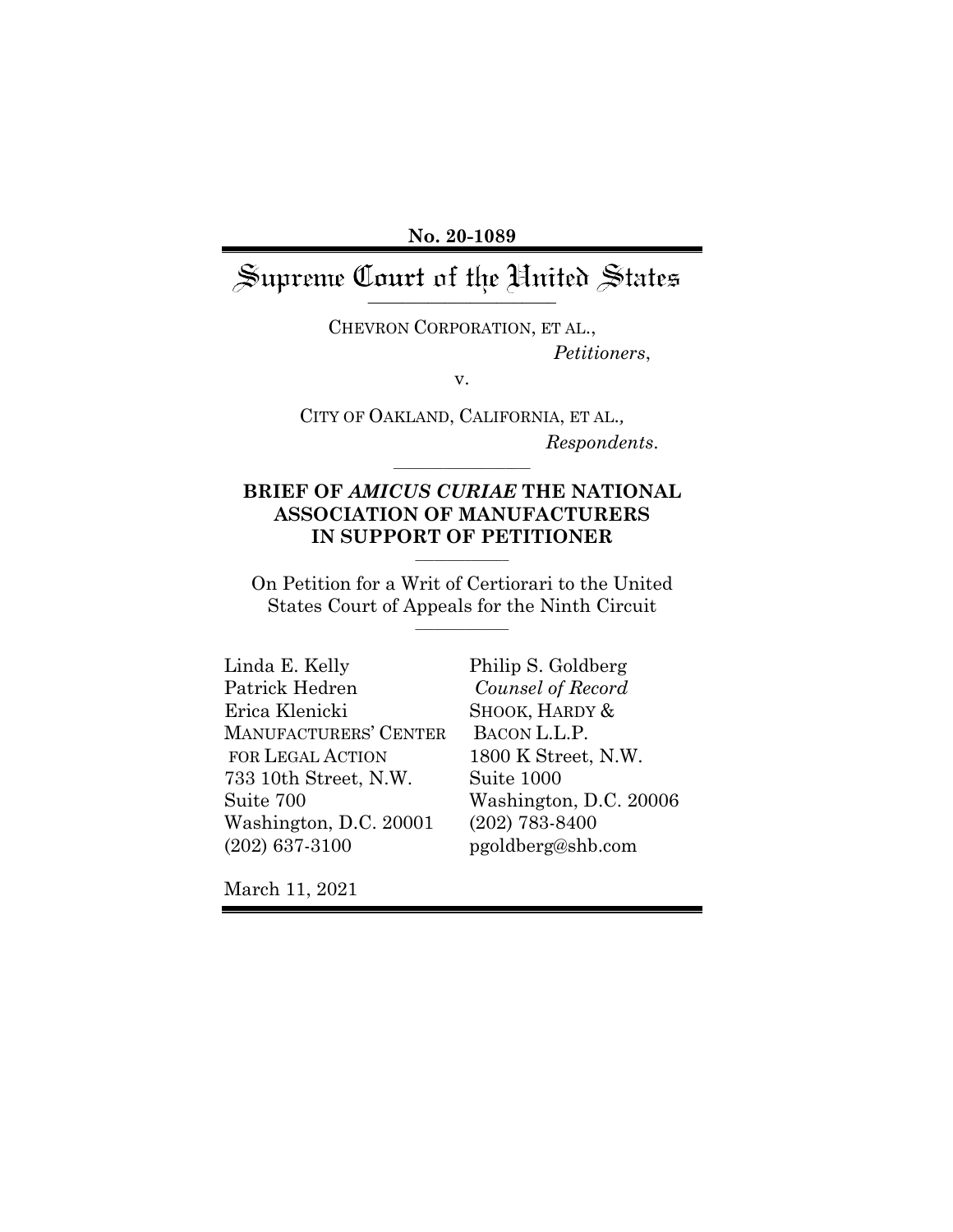**No. 20-1089**

# Supreme Court of the United States

CHEVRON CORPORATION, ET AL.,

*Petitioners*,

v.

CITY OF OAKLAND, CALIFORNIA, ET AL.*,*

*Respondents*.

## BRIEF OF *AMICUS CURIAE* THE NATIONAL ASSOCIATION OF MANUFACTURERS IN SUPPORT OF PETITIONER

On Petition for a Writ of Certiorari to the United States Court of Appeals for the Ninth Circuit

Linda E. Kelly
Patrick Hedren
Erica Klenicki
MANUFACTURERS' CENTER
FOR LEGAL ACTION
733 10th Street, N.W.
Suite 700
Washington, D.C. 20001
(202) 637-3100

Philip S. Goldberg
*Counsel of Record*
SHOOK, HARDY &
BACON L.L.P.
1800 K Street, N.W.
Suite 1000
Washington, D.C. 20006
(202) 783-8400
pgoldberg@shb.com

March 11, 2021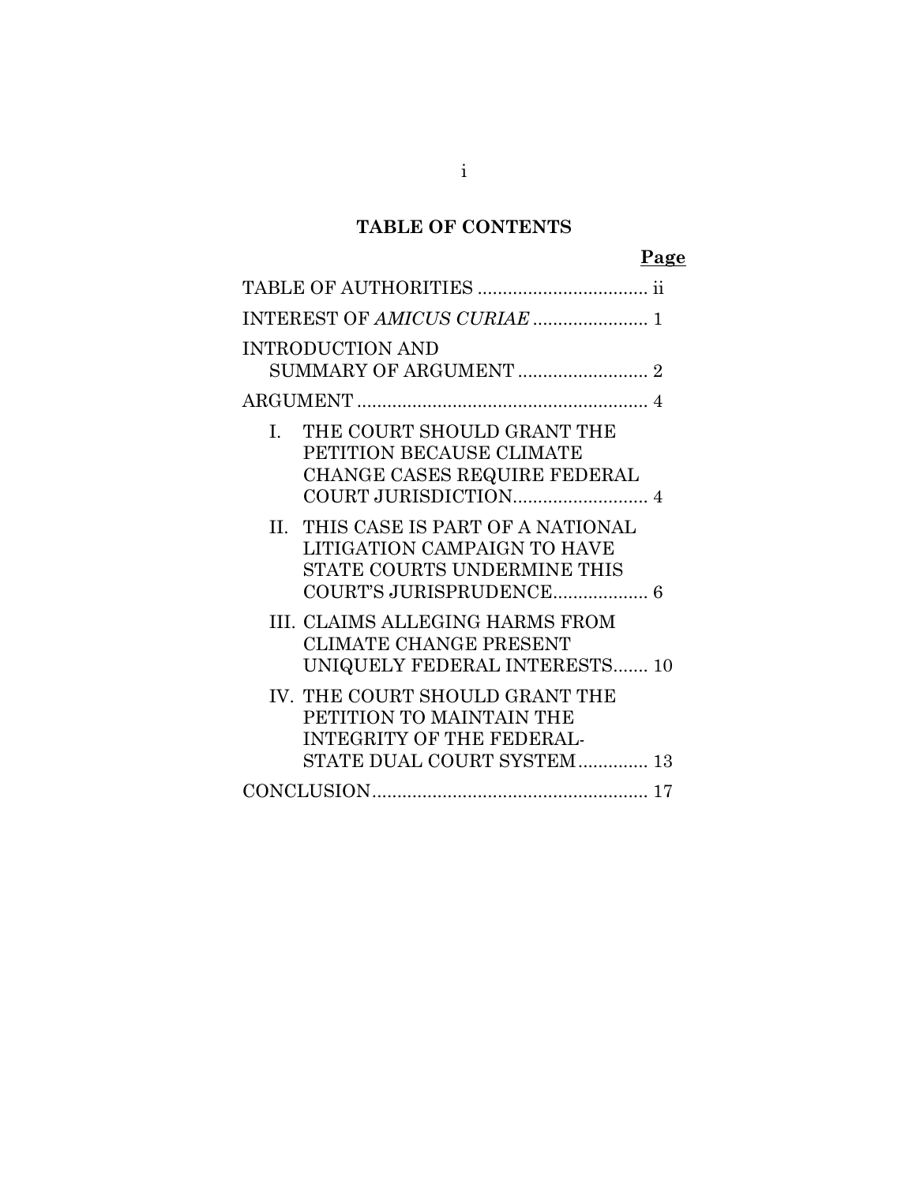## TABLE OF CONTENTS

| | Page |
|---|---|
| TABLE OF AUTHORITIES | ii |
| INTEREST OF *AMICUS CURIAE* | 1 |
| INTRODUCTION AND SUMMARY OF ARGUMENT | 2 |
| ARGUMENT | 4 |
| I. THE COURT SHOULD GRANT THE PETITION BECAUSE CLIMATE CHANGE CASES REQUIRE FEDERAL COURT JURISDICTION | 4 |
| II. THIS CASE IS PART OF A NATIONAL LITIGATION CAMPAIGN TO HAVE STATE COURTS UNDERMINE THIS COURT'S JURISPRUDENCE | 6 |
| III. CLAIMS ALLEGING HARMS FROM CLIMATE CHANGE PRESENT UNIQUELY FEDERAL INTERESTS | 10 |
| IV. THE COURT SHOULD GRANT THE PETITION TO MAINTAIN THE INTEGRITY OF THE FEDERAL-STATE DUAL COURT SYSTEM | 13 |
| CONCLUSION | 17 |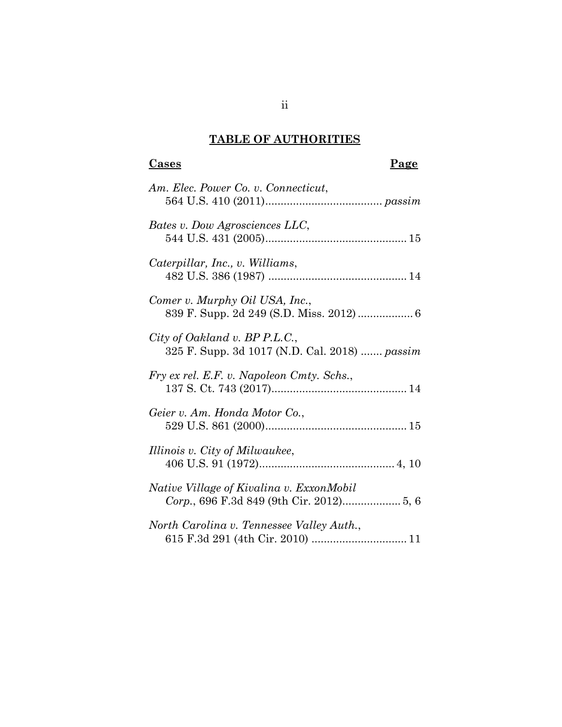## TABLE OF AUTHORITIES

**Cases** **Page**

*Am. Elec. Power Co. v. Connecticut*,
564 U.S. 410 (2011)...................................... *passim*

*Bates v. Dow Agrosciences LLC*,
544 U.S. 431 (2005)............................................. 15

*Caterpillar, Inc., v. Williams*,
482 U.S. 386 (1987) ............................................. 14

*Comer v. Murphy Oil USA, Inc.*,
839 F. Supp. 2d 249 (S.D. Miss. 2012) .................. 6

*City of Oakland v. BP P.L.C.*,
325 F. Supp. 3d 1017 (N.D. Cal. 2018) ....... *passim*

*Fry ex rel. E.F. v. Napoleon Cmty. Schs.*,
137 S. Ct. 743 (2017)............................................ 14

*Geier v. Am. Honda Motor Co.*,
529 U.S. 861 (2000).............................................. 15

*Illinois v. City of Milwaukee*,
406 U.S. 91 (1972)............................................ 4, 10

*Native Village of Kivalina v. ExxonMobil Corp.*, 696 F.3d 849 (9th Cir. 2012).................. 5, 6

*North Carolina v. Tennessee Valley Auth.*,
615 F.3d 291 (4th Cir. 2010) ............................... 11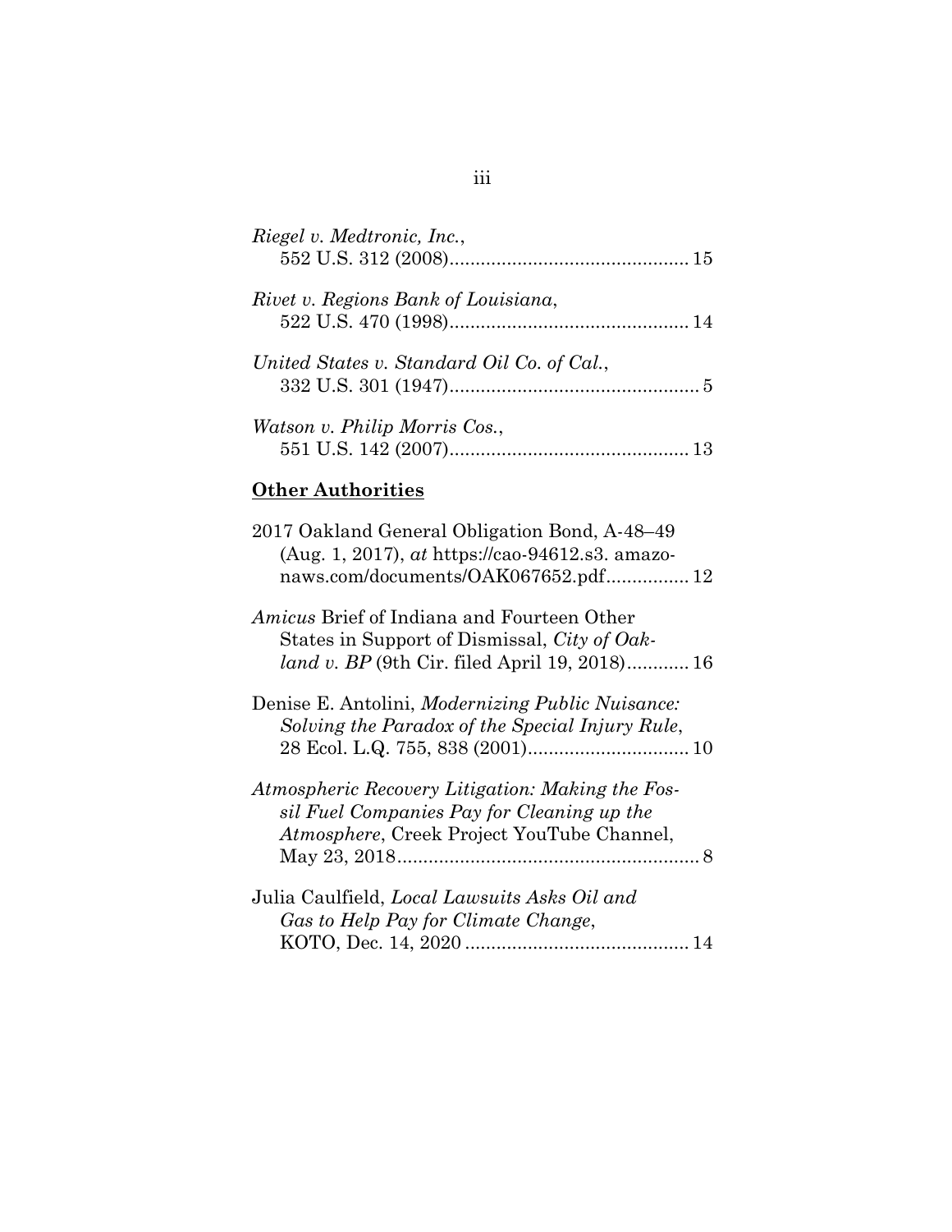*Riegel v. Medtronic, Inc.*,
552 U.S. 312 (2008)............................................. 15

*Rivet v. Regions Bank of Louisiana*,
522 U.S. 470 (1998)............................................. 14

*United States v. Standard Oil Co. of Cal.*,
332 U.S. 301 (1947)................................................ 5

*Watson v. Philip Morris Cos.*,
551 U.S. 142 (2007)............................................. 13

**Other Authorities**

2017 Oakland General Obligation Bond, A-48–49 (Aug. 1, 2017), *at* https://cao-94612.s3. amazonaws.com/documents/OAK067652.pdf................ 12

*Amicus* Brief of Indiana and Fourteen Other States in Support of Dismissal, *City of Oakland v. BP* (9th Cir. filed April 19, 2018)............ 16

Denise E. Antolini, *Modernizing Public Nuisance: Solving the Paradox of the Special Injury Rule*, 28 Ecol. L.Q. 755, 838 (2001)............................... 10

*Atmospheric Recovery Litigation: Making the Fossil Fuel Companies Pay for Cleaning up the Atmosphere*, Creek Project YouTube Channel, May 23, 2018.......................................................... 8

Julia Caulfield, *Local Lawsuits Asks Oil and Gas to Help Pay for Climate Change*, KOTO, Dec. 14, 2020 .......................................... 14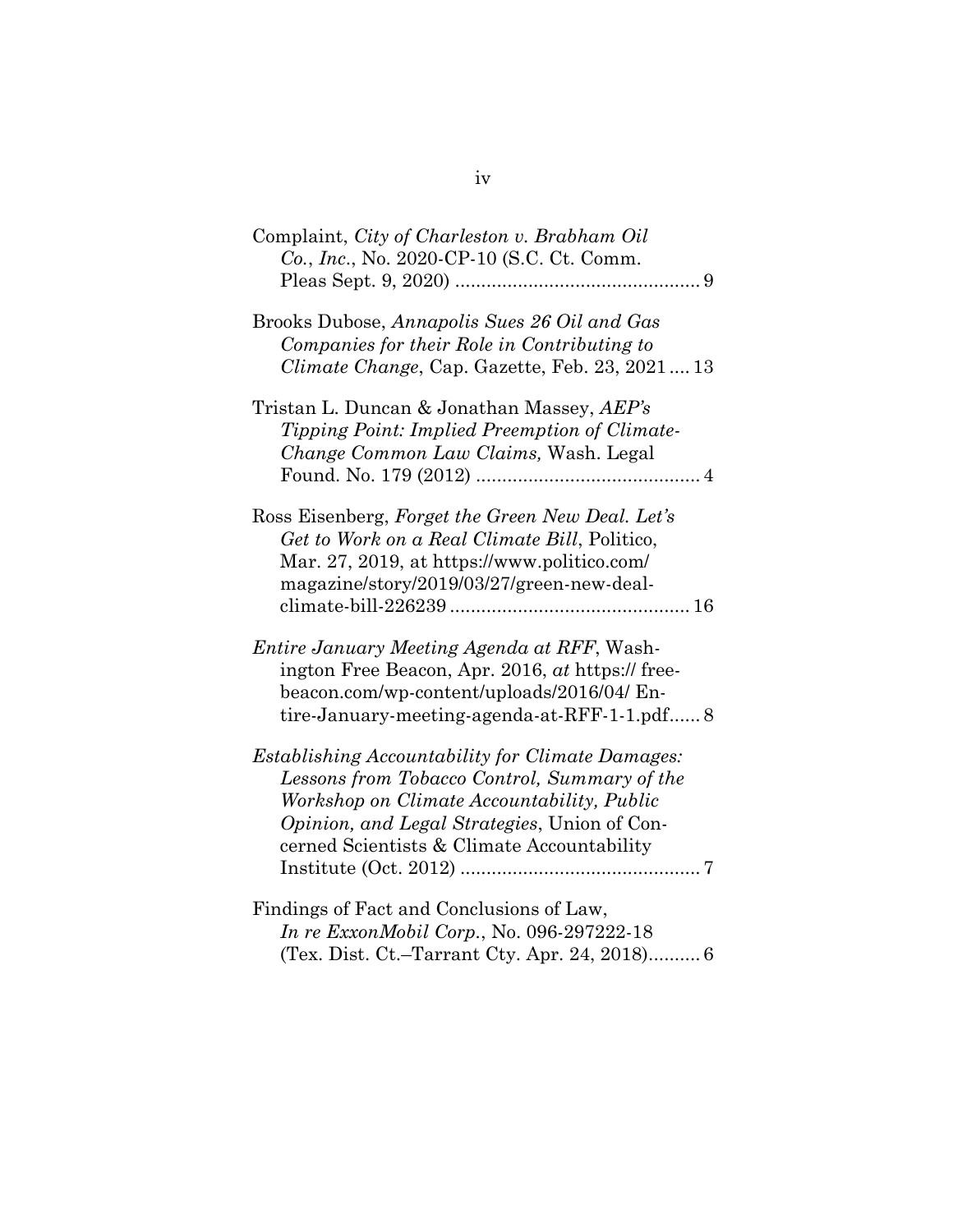Complaint, *City of Charleston v. Brabham Oil Co., Inc.*, No. 2020-CP-10 (S.C. Ct. Comm. Pleas Sept. 9, 2020) .............................................. 9

Brooks Dubose, *Annapolis Sues 26 Oil and Gas Companies for their Role in Contributing to Climate Change*, Cap. Gazette, Feb. 23, 2021 .... 13

Tristan L. Duncan & Jonathan Massey, *AEP's Tipping Point: Implied Preemption of Climate-Change Common Law Claims,* Wash. Legal Found. No. 179 (2012) .......................................... 4

Ross Eisenberg, *Forget the Green New Deal. Let's Get to Work on a Real Climate Bill*, Politico, Mar. 27, 2019, at https://www.politico.com/magazine/story/2019/03/27/green-new-deal-climate-bill-226239 ............................................. 16

*Entire January Meeting Agenda at RFF*, Washington Free Beacon, Apr. 2016, *at* https:// freebeacon.com/wp-content/uploads/2016/04/ Entire-January-meeting-agenda-at-RFF-1-1.pdf...... 8

*Establishing Accountability for Climate Damages: Lessons from Tobacco Control, Summary of the Workshop on Climate Accountability, Public Opinion, and Legal Strategies*, Union of Concerned Scientists & Climate Accountability Institute (Oct. 2012) ............................................. 7

Findings of Fact and Conclusions of Law, *In re ExxonMobil Corp.*, No. 096-297222-18 (Tex. Dist. Ct.–Tarrant Cty. Apr. 24, 2018).......... 6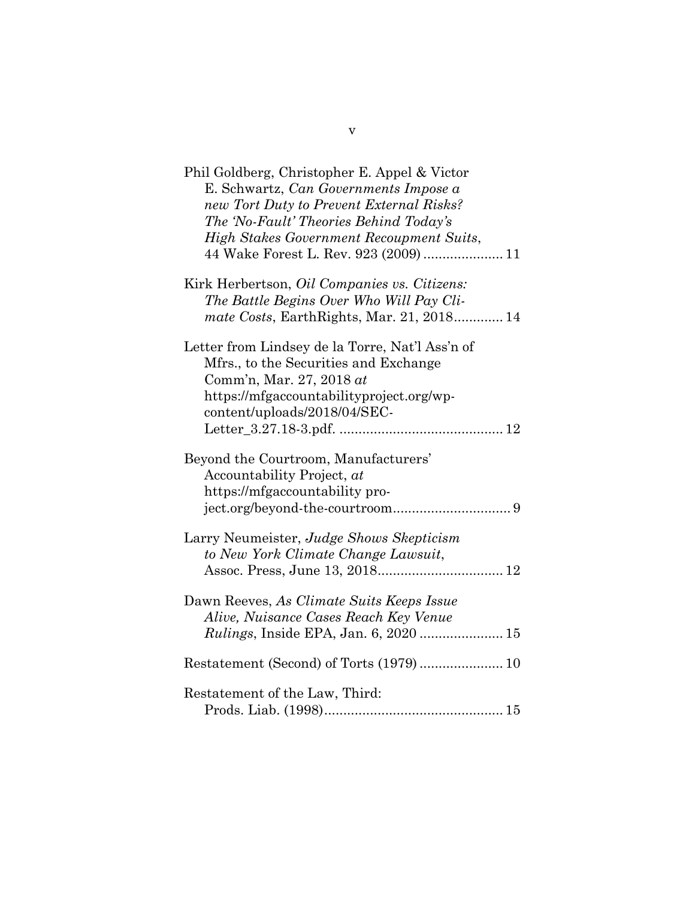Phil Goldberg, Christopher E. Appel & Victor E. Schwartz, *Can Governments Impose a new Tort Duty to Prevent External Risks? The 'No-Fault' Theories Behind Today's High Stakes Government Recoupment Suits*, 44 Wake Forest L. Rev. 923 (2009) .................... 11

Kirk Herbertson, *Oil Companies vs. Citizens: The Battle Begins Over Who Will Pay Climate Costs*, EarthRights, Mar. 21, 2018............. 14

Letter from Lindsey de la Torre, Nat'l Ass'n of Mfrs., to the Securities and Exchange Comm'n, Mar. 27, 2018 *at* https://mfgaccountabilityproject.org/wp-content/uploads/2018/04/SEC-Letter_3.27.18-3.pdf. ........................................... 12

Beyond the Courtroom, Manufacturers' Accountability Project, *at* https://mfgaccountability project.org/beyond-the-courtroom............................... 9

Larry Neumeister, *Judge Shows Skepticism to New York Climate Change Lawsuit*, Assoc. Press, June 13, 2018................................. 12

Dawn Reeves, *As Climate Suits Keeps Issue Alive, Nuisance Cases Reach Key Venue Rulings*, Inside EPA, Jan. 6, 2020 ...................... 15

Restatement (Second) of Torts (1979) ...................... 10

Restatement of the Law, Third: Prods. Liab. (1998)............................................... 15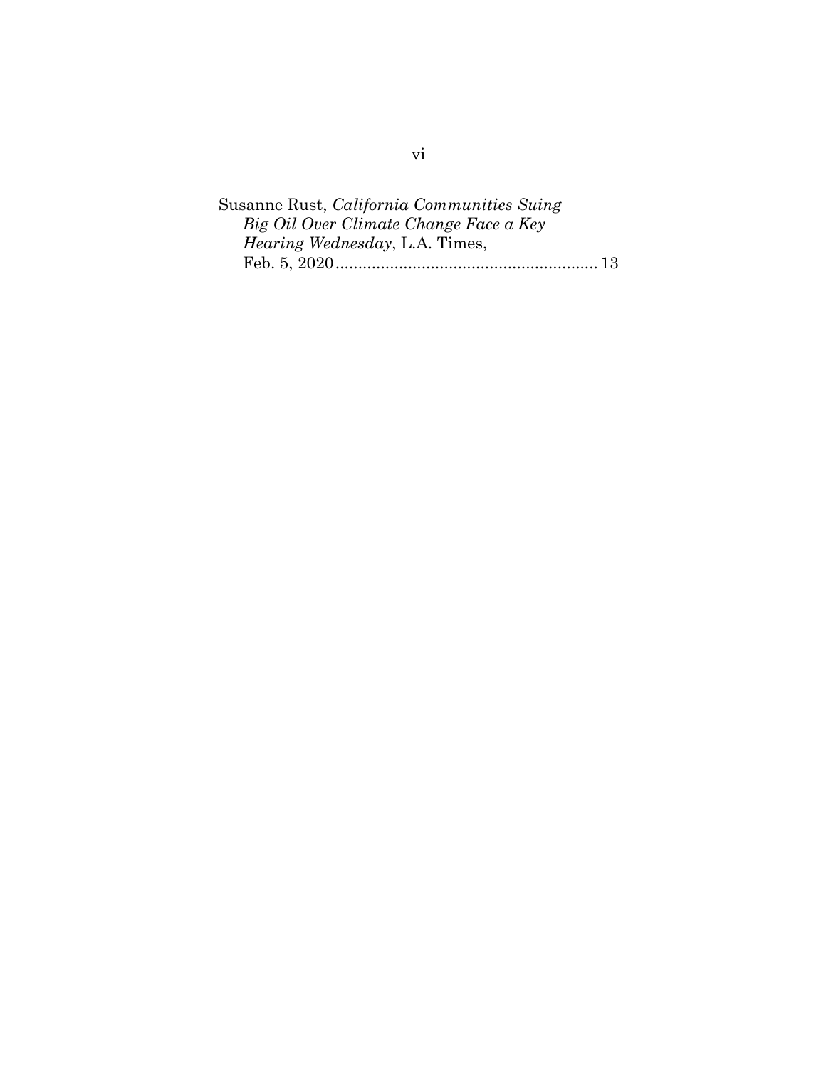Susanne Rust, *California Communities Suing Big Oil Over Climate Change Face a Key Hearing Wednesday*, L.A. Times, Feb. 5, 2020 ........................................................ 13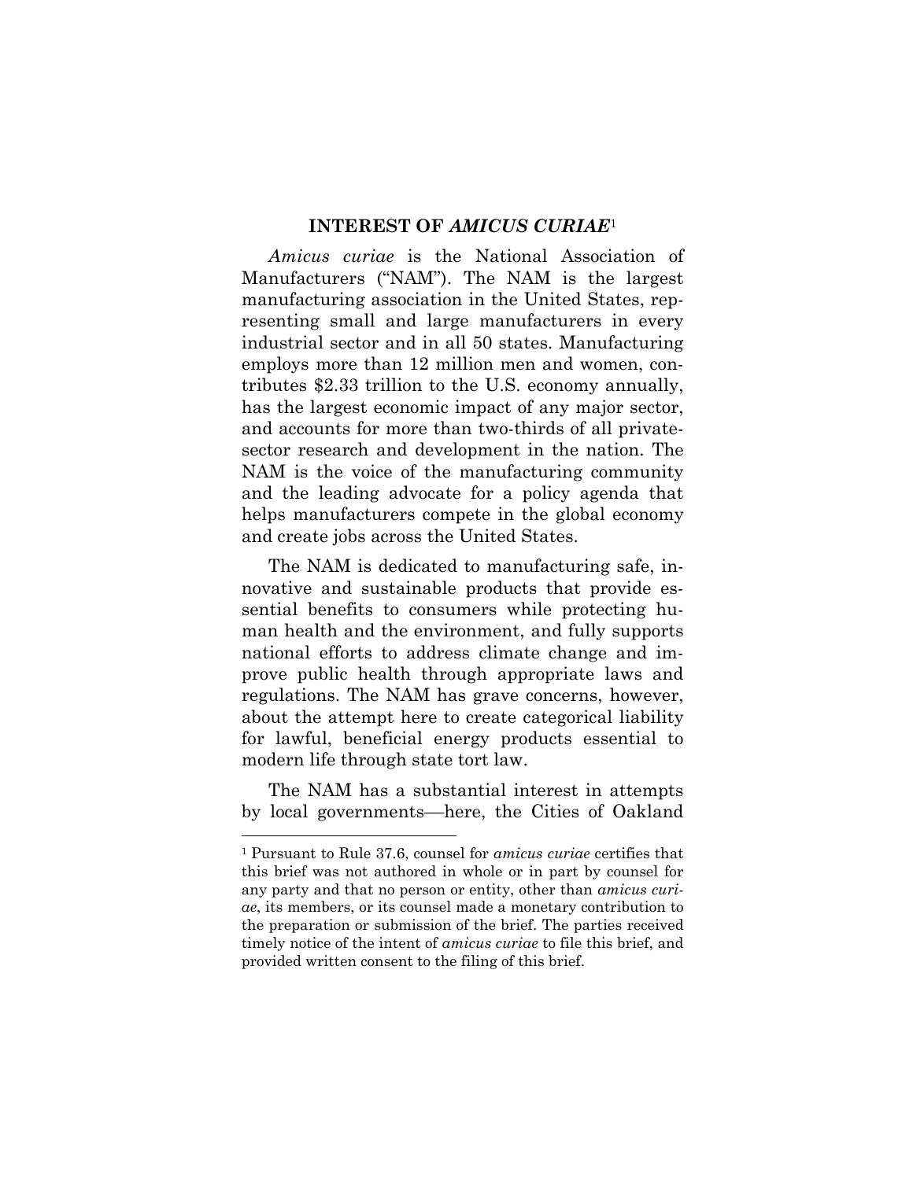## INTEREST OF *AMICUS CURIAE*[1]

*Amicus curiae* is the National Association of Manufacturers ("NAM"). The NAM is the largest manufacturing association in the United States, representing small and large manufacturers in every industrial sector and in all 50 states. Manufacturing employs more than 12 million men and women, contributes \$2.33 trillion to the U.S. economy annually, has the largest economic impact of any major sector, and accounts for more than two-thirds of all private-sector research and development in the nation. The NAM is the voice of the manufacturing community and the leading advocate for a policy agenda that helps manufacturers compete in the global economy and create jobs across the United States.

The NAM is dedicated to manufacturing safe, innovative and sustainable products that provide essential benefits to consumers while protecting human health and the environment, and fully supports national efforts to address climate change and improve public health through appropriate laws and regulations. The NAM has grave concerns, however, about the attempt here to create categorical liability for lawful, beneficial energy products essential to modern life through state tort law.

The NAM has a substantial interest in attempts by local governments—here, the Cities of Oakland

---

[1] Pursuant to Rule 37.6, counsel for *amicus curiae* certifies that this brief was not authored in whole or in part by counsel for any party and that no person or entity, other than *amicus curiae*, its members, or its counsel made a monetary contribution to the preparation or submission of the brief. The parties received timely notice of the intent of *amicus curiae* to file this brief, and provided written consent to the filing of this brief.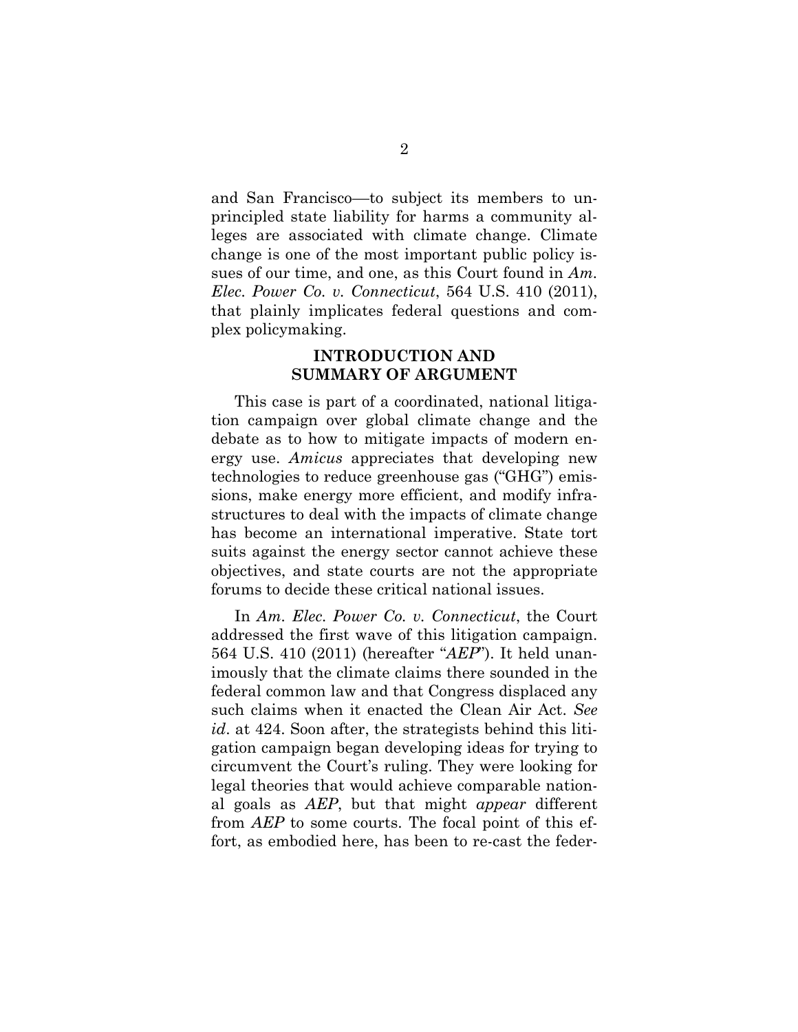and San Francisco—to subject its members to unprincipled state liability for harms a community alleges are associated with climate change. Climate change is one of the most important public policy issues of our time, and one, as this Court found in *Am. Elec. Power Co. v. Connecticut*, 564 U.S. 410 (2011), that plainly implicates federal questions and complex policymaking.

## INTRODUCTION AND SUMMARY OF ARGUMENT

This case is part of a coordinated, national litigation campaign over global climate change and the debate as to how to mitigate impacts of modern energy use. *Amicus* appreciates that developing new technologies to reduce greenhouse gas ("GHG") emissions, make energy more efficient, and modify infrastructures to deal with the impacts of climate change has become an international imperative. State tort suits against the energy sector cannot achieve these objectives, and state courts are not the appropriate forums to decide these critical national issues.

In *Am. Elec. Power Co. v. Connecticut*, the Court addressed the first wave of this litigation campaign. 564 U.S. 410 (2011) (hereafter "*AEP*"). It held unanimously that the climate claims there sounded in the federal common law and that Congress displaced any such claims when it enacted the Clean Air Act. *See id*. at 424. Soon after, the strategists behind this litigation campaign began developing ideas for trying to circumvent the Court's ruling. They were looking for legal theories that would achieve comparable national goals as *AEP*, but that might *appear* different from *AEP* to some courts. The focal point of this effort, as embodied here, has been to re-cast the feder-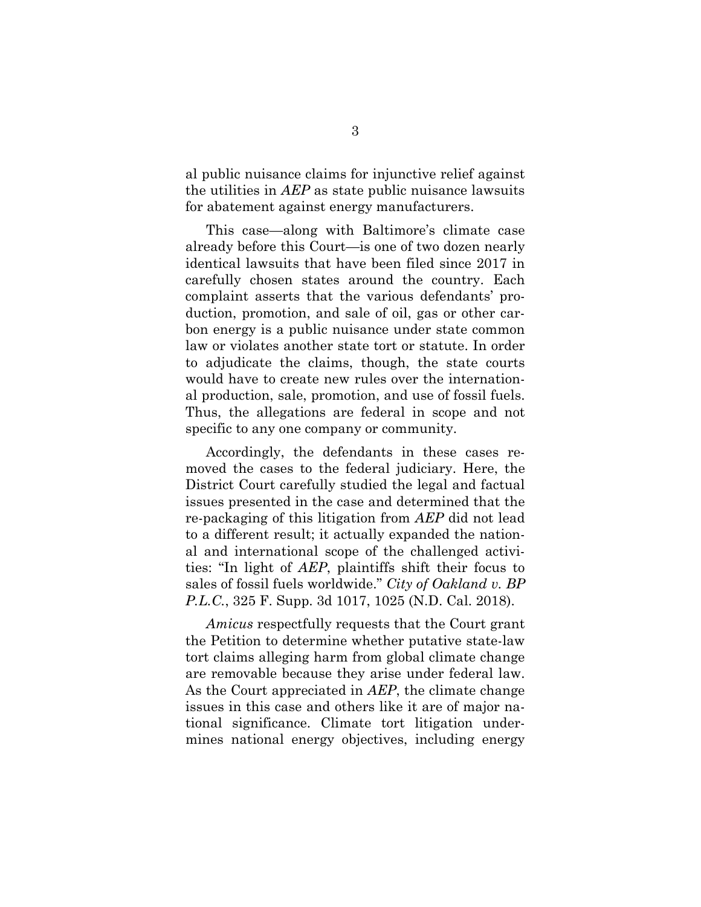al public nuisance claims for injunctive relief against the utilities in *AEP* as state public nuisance lawsuits for abatement against energy manufacturers.

This case—along with Baltimore's climate case already before this Court—is one of two dozen nearly identical lawsuits that have been filed since 2017 in carefully chosen states around the country. Each complaint asserts that the various defendants' production, promotion, and sale of oil, gas or other carbon energy is a public nuisance under state common law or violates another state tort or statute. In order to adjudicate the claims, though, the state courts would have to create new rules over the international production, sale, promotion, and use of fossil fuels. Thus, the allegations are federal in scope and not specific to any one company or community.

Accordingly, the defendants in these cases removed the cases to the federal judiciary. Here, the District Court carefully studied the legal and factual issues presented in the case and determined that the re-packaging of this litigation from *AEP* did not lead to a different result; it actually expanded the national and international scope of the challenged activities: "In light of *AEP*, plaintiffs shift their focus to sales of fossil fuels worldwide." *City of Oakland v. BP P.L.C.*, 325 F. Supp. 3d 1017, 1025 (N.D. Cal. 2018).

*Amicus* respectfully requests that the Court grant the Petition to determine whether putative state-law tort claims alleging harm from global climate change are removable because they arise under federal law. As the Court appreciated in *AEP*, the climate change issues in this case and others like it are of major national significance. Climate tort litigation undermines national energy objectives, including energy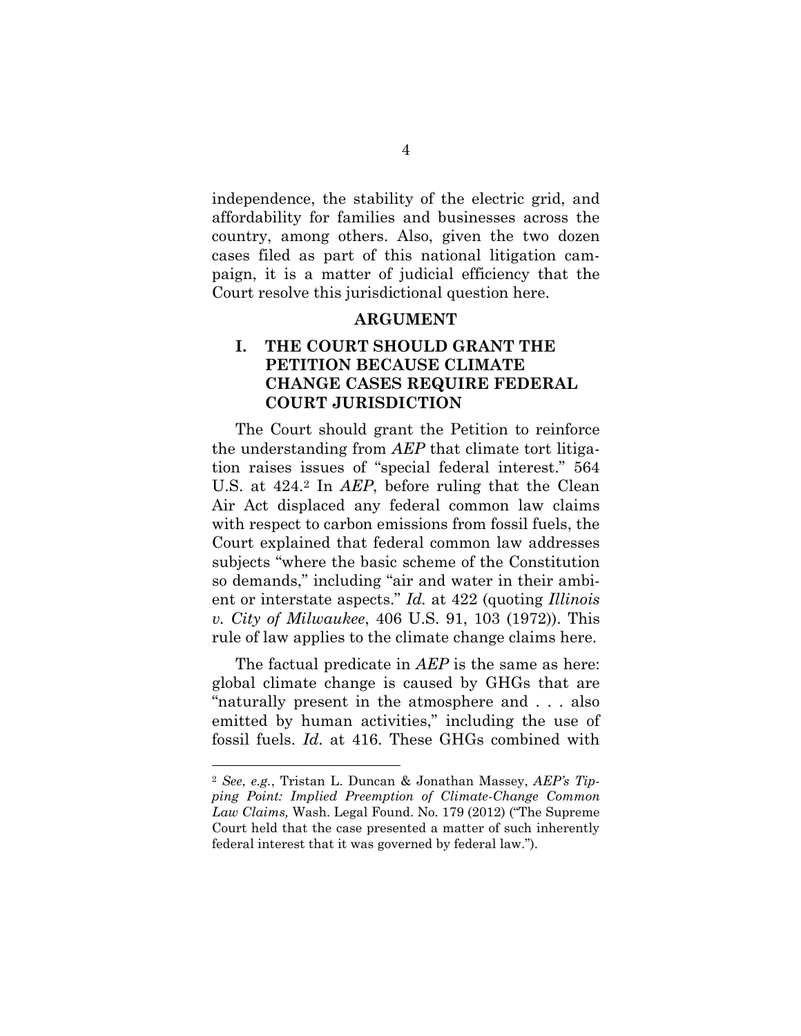independence, the stability of the electric grid, and affordability for families and businesses across the country, among others. Also, given the two dozen cases filed as part of this national litigation campaign, it is a matter of judicial efficiency that the Court resolve this jurisdictional question here.

## ARGUMENT

### I. THE COURT SHOULD GRANT THE PETITION BECAUSE CLIMATE CHANGE CASES REQUIRE FEDERAL COURT JURISDICTION

The Court should grant the Petition to reinforce the understanding from *AEP* that climate tort litigation raises issues of "special federal interest." 564 U.S. at 424.[2] In *AEP*, before ruling that the Clean Air Act displaced any federal common law claims with respect to carbon emissions from fossil fuels, the Court explained that federal common law addresses subjects "where the basic scheme of the Constitution so demands," including "air and water in their ambient or interstate aspects." *Id.* at 422 (quoting *Illinois v. City of Milwaukee*, 406 U.S. 91, 103 (1972)). This rule of law applies to the climate change claims here.

The factual predicate in *AEP* is the same as here: global climate change is caused by GHGs that are "naturally present in the atmosphere and . . . also emitted by human activities," including the use of fossil fuels. *Id.* at 416. These GHGs combined with

---

[2] *See*, *e.g.*, Tristan L. Duncan & Jonathan Massey, *AEP's Tipping Point: Implied Preemption of Climate-Change Common Law Claims,* Wash. Legal Found. No. 179 (2012) ("The Supreme Court held that the case presented a matter of such inherently federal interest that it was governed by federal law.").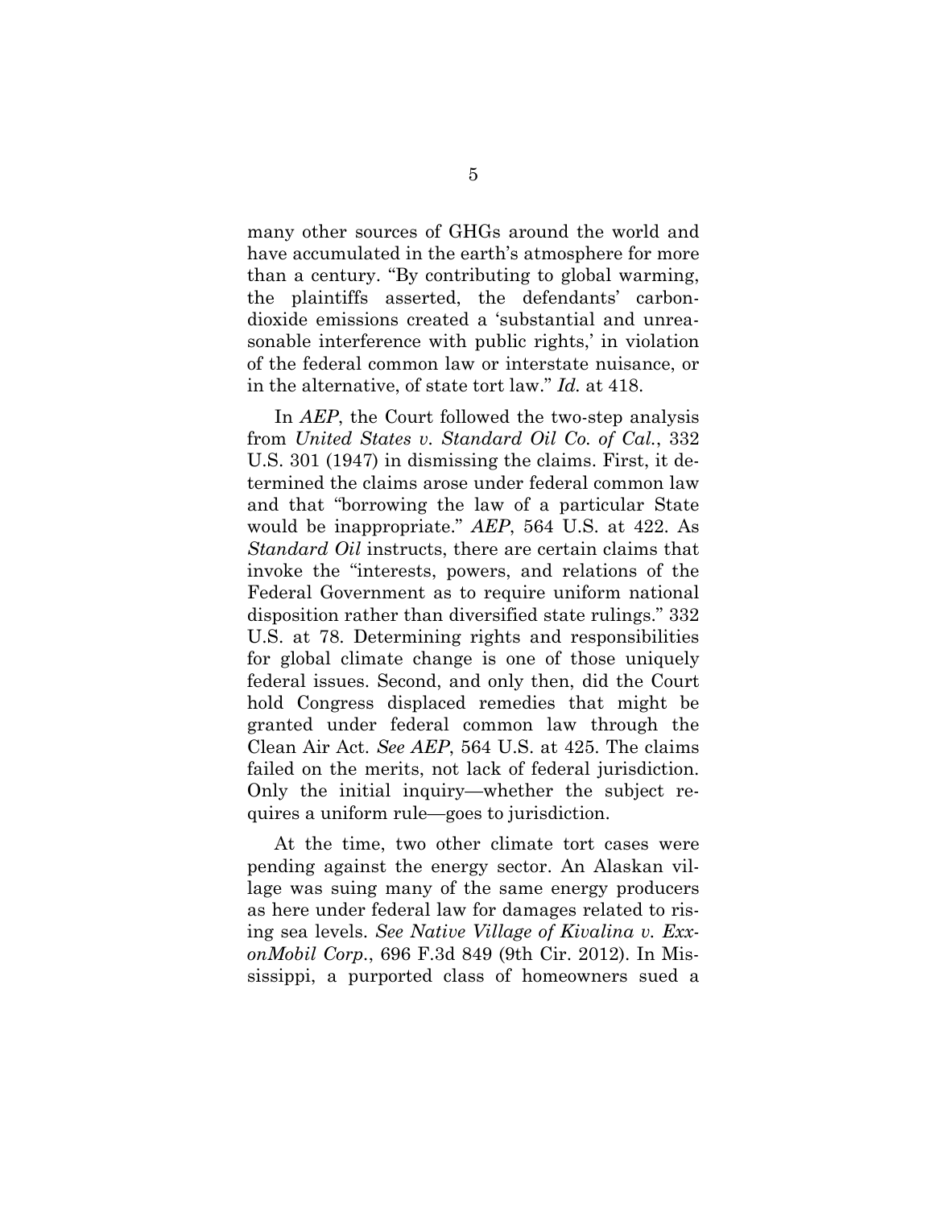many other sources of GHGs around the world and have accumulated in the earth's atmosphere for more than a century. "By contributing to global warming, the plaintiffs asserted, the defendants' carbon-dioxide emissions created a 'substantial and unreasonable interference with public rights,' in violation of the federal common law or interstate nuisance, or in the alternative, of state tort law." *Id.* at 418.

In *AEP*, the Court followed the two-step analysis from *United States v. Standard Oil Co. of Cal.*, 332 U.S. 301 (1947) in dismissing the claims. First, it determined the claims arose under federal common law and that "borrowing the law of a particular State would be inappropriate." *AEP*, 564 U.S. at 422. As *Standard Oil* instructs, there are certain claims that invoke the "interests, powers, and relations of the Federal Government as to require uniform national disposition rather than diversified state rulings." 332 U.S. at 78. Determining rights and responsibilities for global climate change is one of those uniquely federal issues. Second, and only then, did the Court hold Congress displaced remedies that might be granted under federal common law through the Clean Air Act. *See AEP*, 564 U.S. at 425. The claims failed on the merits, not lack of federal jurisdiction. Only the initial inquiry—whether the subject requires a uniform rule—goes to jurisdiction.

At the time, two other climate tort cases were pending against the energy sector. An Alaskan village was suing many of the same energy producers as here under federal law for damages related to rising sea levels. *See Native Village of Kivalina v. ExxonMobil Corp.*, 696 F.3d 849 (9th Cir. 2012). In Mississippi, a purported class of homeowners sued a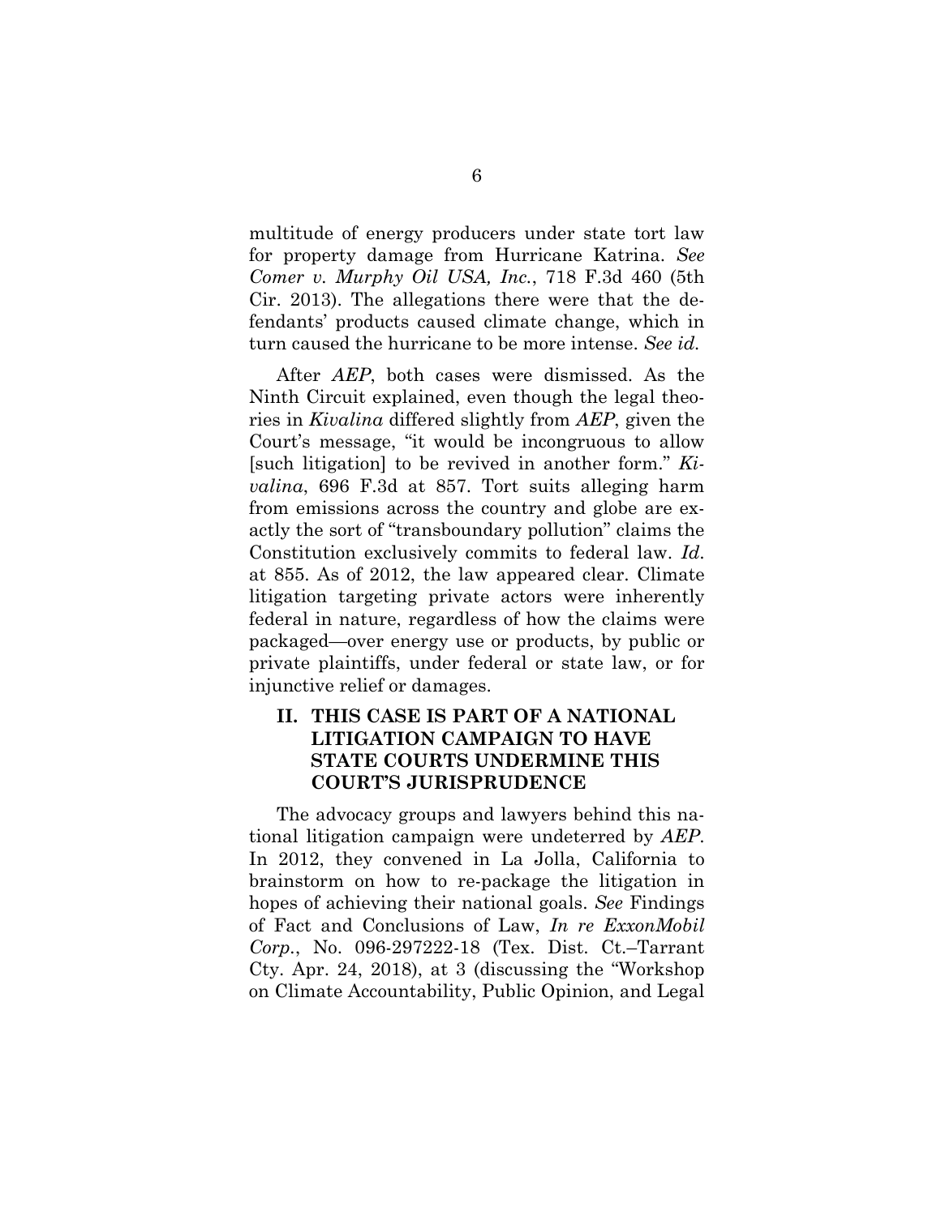multitude of energy producers under state tort law for property damage from Hurricane Katrina. *See Comer v. Murphy Oil USA, Inc.*, 718 F.3d 460 (5th Cir. 2013). The allegations there were that the defendants' products caused climate change, which in turn caused the hurricane to be more intense. *See id.*

After *AEP*, both cases were dismissed. As the Ninth Circuit explained, even though the legal theories in *Kivalina* differed slightly from *AEP*, given the Court's message, "it would be incongruous to allow [such litigation] to be revived in another form." *Kivalina*, 696 F.3d at 857. Tort suits alleging harm from emissions across the country and globe are exactly the sort of "transboundary pollution" claims the Constitution exclusively commits to federal law. *Id.* at 855. As of 2012, the law appeared clear. Climate litigation targeting private actors were inherently federal in nature, regardless of how the claims were packaged—over energy use or products, by public or private plaintiffs, under federal or state law, or for injunctive relief or damages.

## II. THIS CASE IS PART OF A NATIONAL LITIGATION CAMPAIGN TO HAVE STATE COURTS UNDERMINE THIS COURT'S JURISPRUDENCE

The advocacy groups and lawyers behind this national litigation campaign were undeterred by *AEP*. In 2012, they convened in La Jolla, California to brainstorm on how to re-package the litigation in hopes of achieving their national goals. *See* Findings of Fact and Conclusions of Law, *In re ExxonMobil Corp.*, No. 096-297222-18 (Tex. Dist. Ct.–Tarrant Cty. Apr. 24, 2018), at 3 (discussing the "Workshop on Climate Accountability, Public Opinion, and Legal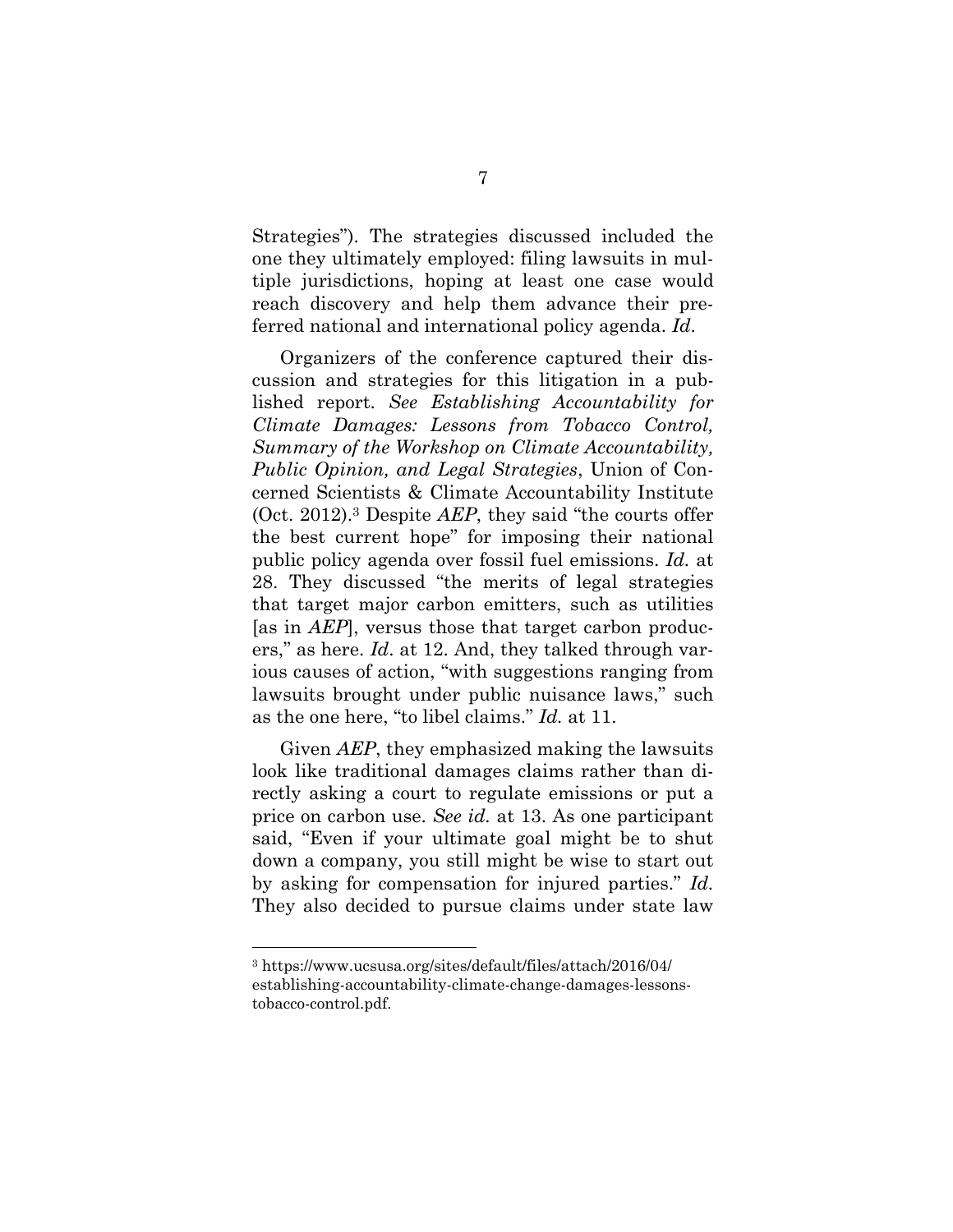Strategies"). The strategies discussed included the one they ultimately employed: filing lawsuits in multiple jurisdictions, hoping at least one case would reach discovery and help them advance their preferred national and international policy agenda. *Id.*

Organizers of the conference captured their discussion and strategies for this litigation in a published report. *See Establishing Accountability for Climate Damages: Lessons from Tobacco Control, Summary of the Workshop on Climate Accountability, Public Opinion, and Legal Strategies*, Union of Concerned Scientists & Climate Accountability Institute (Oct. 2012).[3] Despite *AEP*, they said "the courts offer the best current hope" for imposing their national public policy agenda over fossil fuel emissions. *Id.* at 28. They discussed "the merits of legal strategies that target major carbon emitters, such as utilities [as in *AEP*], versus those that target carbon producers," as here. *Id*. at 12. And, they talked through various causes of action, "with suggestions ranging from lawsuits brought under public nuisance laws," such as the one here, "to libel claims." *Id.* at 11.

Given *AEP*, they emphasized making the lawsuits look like traditional damages claims rather than directly asking a court to regulate emissions or put a price on carbon use. *See id.* at 13. As one participant said, "Even if your ultimate goal might be to shut down a company, you still might be wise to start out by asking for compensation for injured parties." *Id.* They also decided to pursue claims under state law

[3] https://www.ucsusa.org/sites/default/files/attach/2016/04/establishing-accountability-climate-change-damages-lessons-tobacco-control.pdf.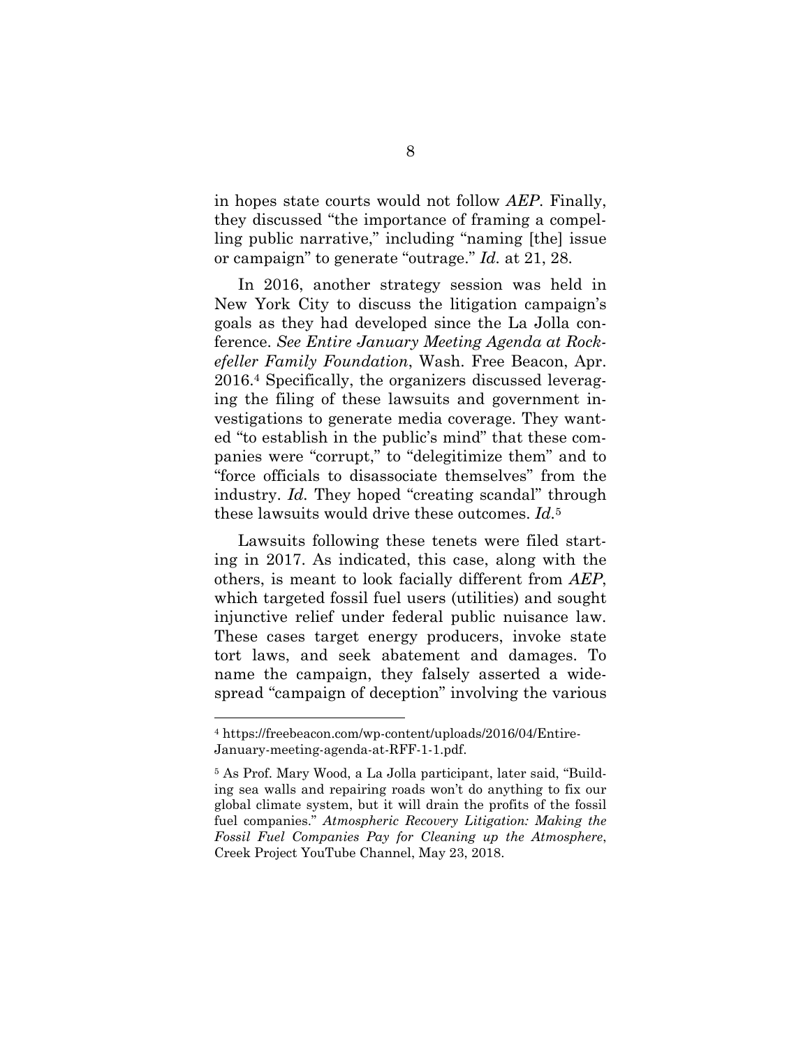in hopes state courts would not follow *AEP*. Finally, they discussed "the importance of framing a compelling public narrative," including "naming [the] issue or campaign" to generate "outrage." *Id.* at 21, 28.

In 2016, another strategy session was held in New York City to discuss the litigation campaign's goals as they had developed since the La Jolla conference. *See Entire January Meeting Agenda at Rockefeller Family Foundation*, Wash. Free Beacon, Apr. 2016.[4] Specifically, the organizers discussed leveraging the filing of these lawsuits and government investigations to generate media coverage. They wanted "to establish in the public's mind" that these companies were "corrupt," to "delegitimize them" and to "force officials to disassociate themselves" from the industry. *Id.* They hoped "creating scandal" through these lawsuits would drive these outcomes. *Id.*[5]

Lawsuits following these tenets were filed starting in 2017. As indicated, this case, along with the others, is meant to look facially different from *AEP*, which targeted fossil fuel users (utilities) and sought injunctive relief under federal public nuisance law. These cases target energy producers, invoke state tort laws, and seek abatement and damages. To name the campaign, they falsely asserted a widespread "campaign of deception" involving the various

---

[4] https://freebeacon.com/wp-content/uploads/2016/04/Entire-January-meeting-agenda-at-RFF-1-1.pdf.

[5] As Prof. Mary Wood, a La Jolla participant, later said, "Building sea walls and repairing roads won't do anything to fix our global climate system, but it will drain the profits of the fossil fuel companies." *Atmospheric Recovery Litigation: Making the Fossil Fuel Companies Pay for Cleaning up the Atmosphere*, Creek Project YouTube Channel, May 23, 2018.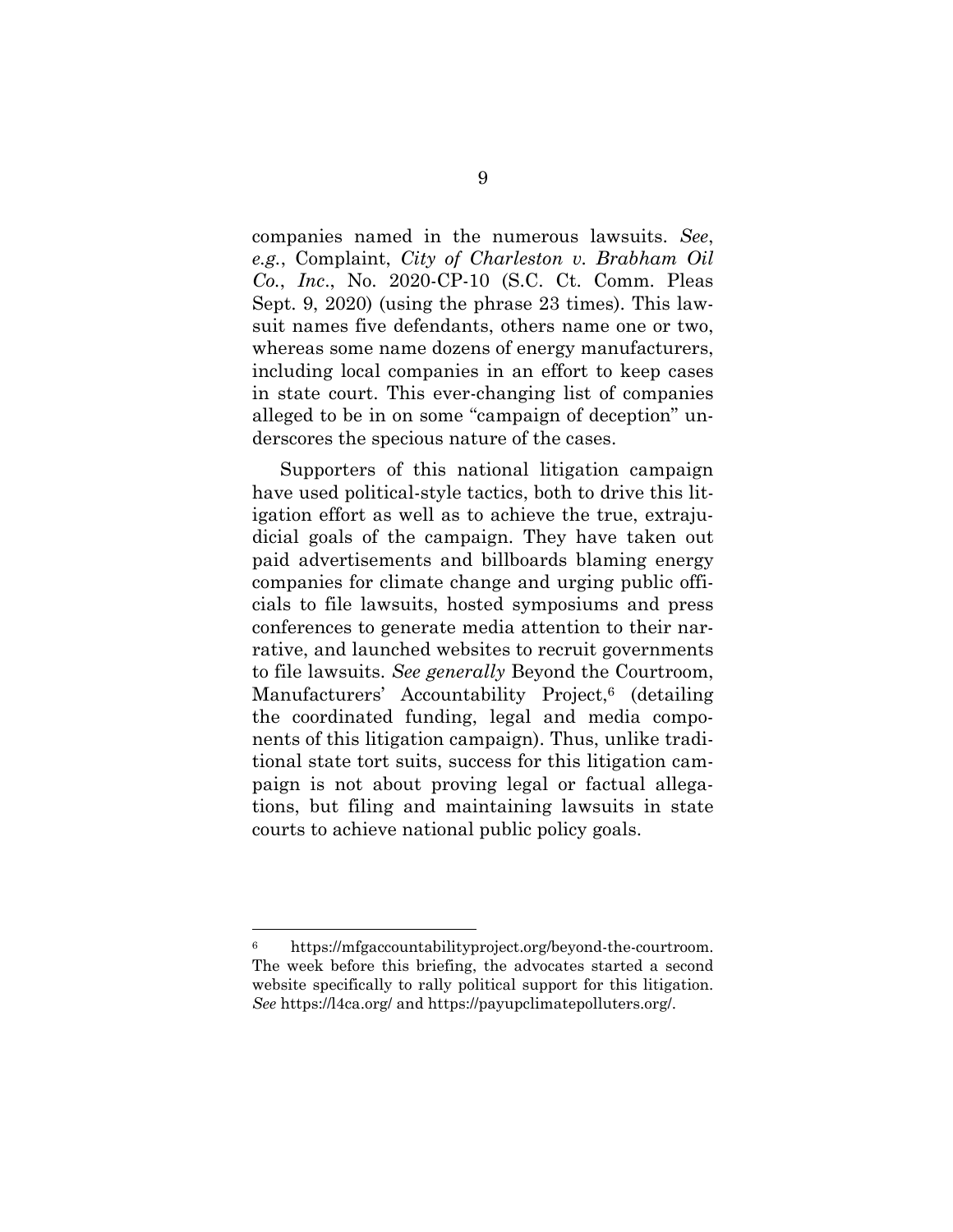companies named in the numerous lawsuits. *See*, *e.g.*, Complaint, *City of Charleston v. Brabham Oil Co., Inc*., No. 2020-CP-10 (S.C. Ct. Comm. Pleas Sept. 9, 2020) (using the phrase 23 times). This lawsuit names five defendants, others name one or two, whereas some name dozens of energy manufacturers, including local companies in an effort to keep cases in state court. This ever-changing list of companies alleged to be in on some "campaign of deception" underscores the specious nature of the cases.

Supporters of this national litigation campaign have used political-style tactics, both to drive this litigation effort as well as to achieve the true, extrajudicial goals of the campaign. They have taken out paid advertisements and billboards blaming energy companies for climate change and urging public officials to file lawsuits, hosted symposiums and press conferences to generate media attention to their narrative, and launched websites to recruit governments to file lawsuits. *See generally* Beyond the Courtroom, Manufacturers' Accountability Project,[6] (detailing the coordinated funding, legal and media components of this litigation campaign). Thus, unlike traditional state tort suits, success for this litigation campaign is not about proving legal or factual allegations, but filing and maintaining lawsuits in state courts to achieve national public policy goals.

---

[6] https://mfgaccountabilityproject.org/beyond-the-courtroom. The week before this briefing, the advocates started a second website specifically to rally political support for this litigation. *See* https://l4ca.org/ and https://payupclimatepolluters.org/.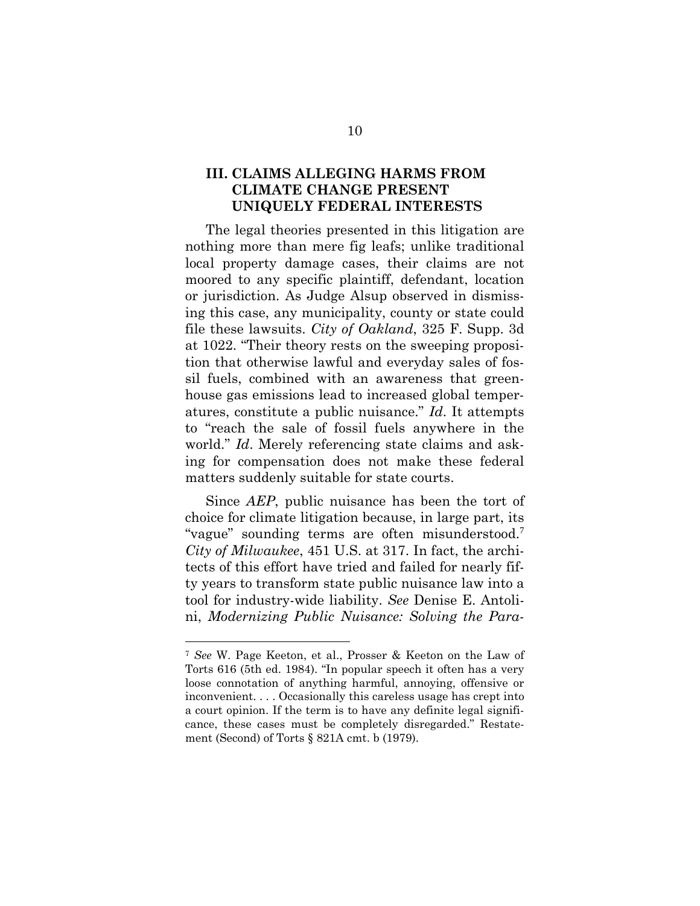## III. CLAIMS ALLEGING HARMS FROM CLIMATE CHANGE PRESENT UNIQUELY FEDERAL INTERESTS

The legal theories presented in this litigation are nothing more than mere fig leafs; unlike traditional local property damage cases, their claims are not moored to any specific plaintiff, defendant, location or jurisdiction. As Judge Alsup observed in dismissing this case, any municipality, county or state could file these lawsuits. *City of Oakland*, 325 F. Supp. 3d at 1022. "Their theory rests on the sweeping proposition that otherwise lawful and everyday sales of fossil fuels, combined with an awareness that greenhouse gas emissions lead to increased global temperatures, constitute a public nuisance." *Id*. It attempts to "reach the sale of fossil fuels anywhere in the world." *Id*. Merely referencing state claims and asking for compensation does not make these federal matters suddenly suitable for state courts.

Since *AEP*, public nuisance has been the tort of choice for climate litigation because, in large part, its "vague" sounding terms are often misunderstood.[7] *City of Milwaukee*, 451 U.S. at 317. In fact, the architects of this effort have tried and failed for nearly fifty years to transform state public nuisance law into a tool for industry-wide liability. *See* Denise E. Antolini, *Modernizing Public Nuisance: Solving the Para-*

---

[7] *See* W. Page Keeton, et al., Prosser & Keeton on the Law of Torts 616 (5th ed. 1984). "In popular speech it often has a very loose connotation of anything harmful, annoying, offensive or inconvenient. . . . Occasionally this careless usage has crept into a court opinion. If the term is to have any definite legal significance, these cases must be completely disregarded." Restatement (Second) of Torts § 821A cmt. b (1979).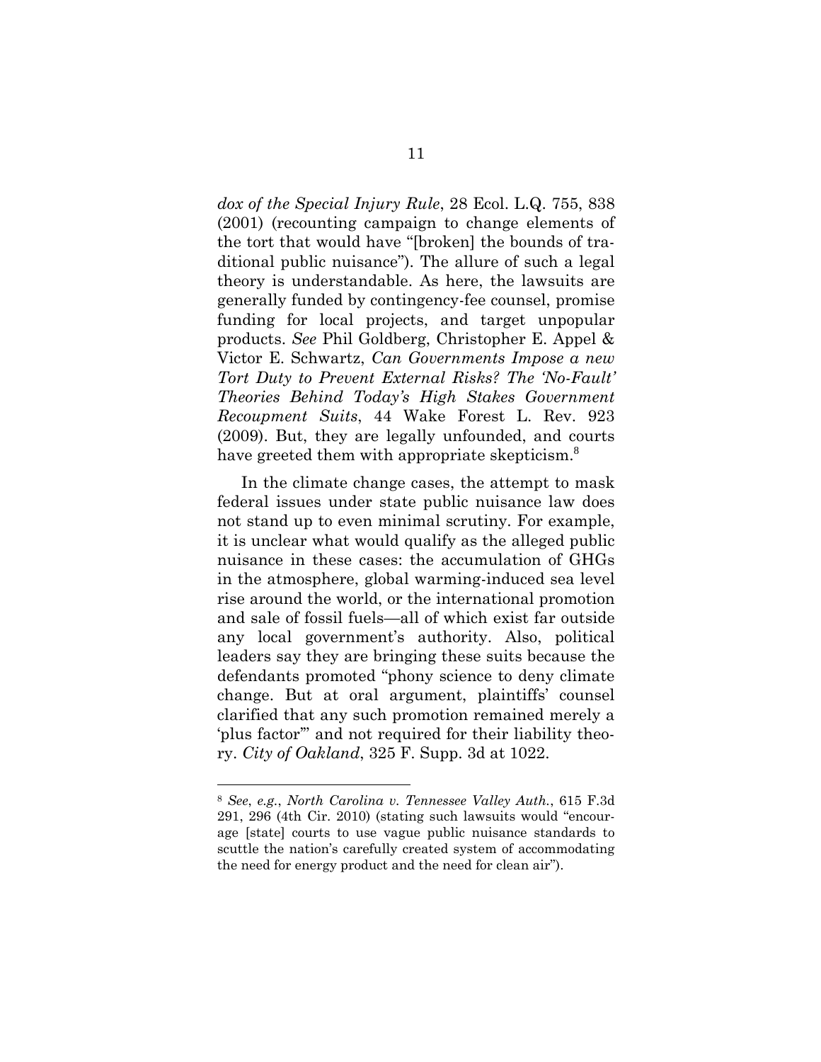*dox of the Special Injury Rule*, 28 Ecol. L.Q. 755, 838 (2001) (recounting campaign to change elements of the tort that would have "[broken] the bounds of traditional public nuisance"). The allure of such a legal theory is understandable. As here, the lawsuits are generally funded by contingency-fee counsel, promise funding for local projects, and target unpopular products. *See* Phil Goldberg, Christopher E. Appel & Victor E. Schwartz, *Can Governments Impose a new Tort Duty to Prevent External Risks? The 'No-Fault' Theories Behind Today's High Stakes Government Recoupment Suits*, 44 Wake Forest L. Rev. 923 (2009). But, they are legally unfounded, and courts have greeted them with appropriate skepticism.[8]

In the climate change cases, the attempt to mask federal issues under state public nuisance law does not stand up to even minimal scrutiny. For example, it is unclear what would qualify as the alleged public nuisance in these cases: the accumulation of GHGs in the atmosphere, global warming-induced sea level rise around the world, or the international promotion and sale of fossil fuels—all of which exist far outside any local government's authority. Also, political leaders say they are bringing these suits because the defendants promoted "phony science to deny climate change. But at oral argument, plaintiffs' counsel clarified that any such promotion remained merely a 'plus factor'" and not required for their liability theory. *City of Oakland*, 325 F. Supp. 3d at 1022.

---

[8] *See, e.g.*, *North Carolina v. Tennessee Valley Auth.*, 615 F.3d 291, 296 (4th Cir. 2010) (stating such lawsuits would "encourage [state] courts to use vague public nuisance standards to scuttle the nation's carefully created system of accommodating the need for energy product and the need for clean air").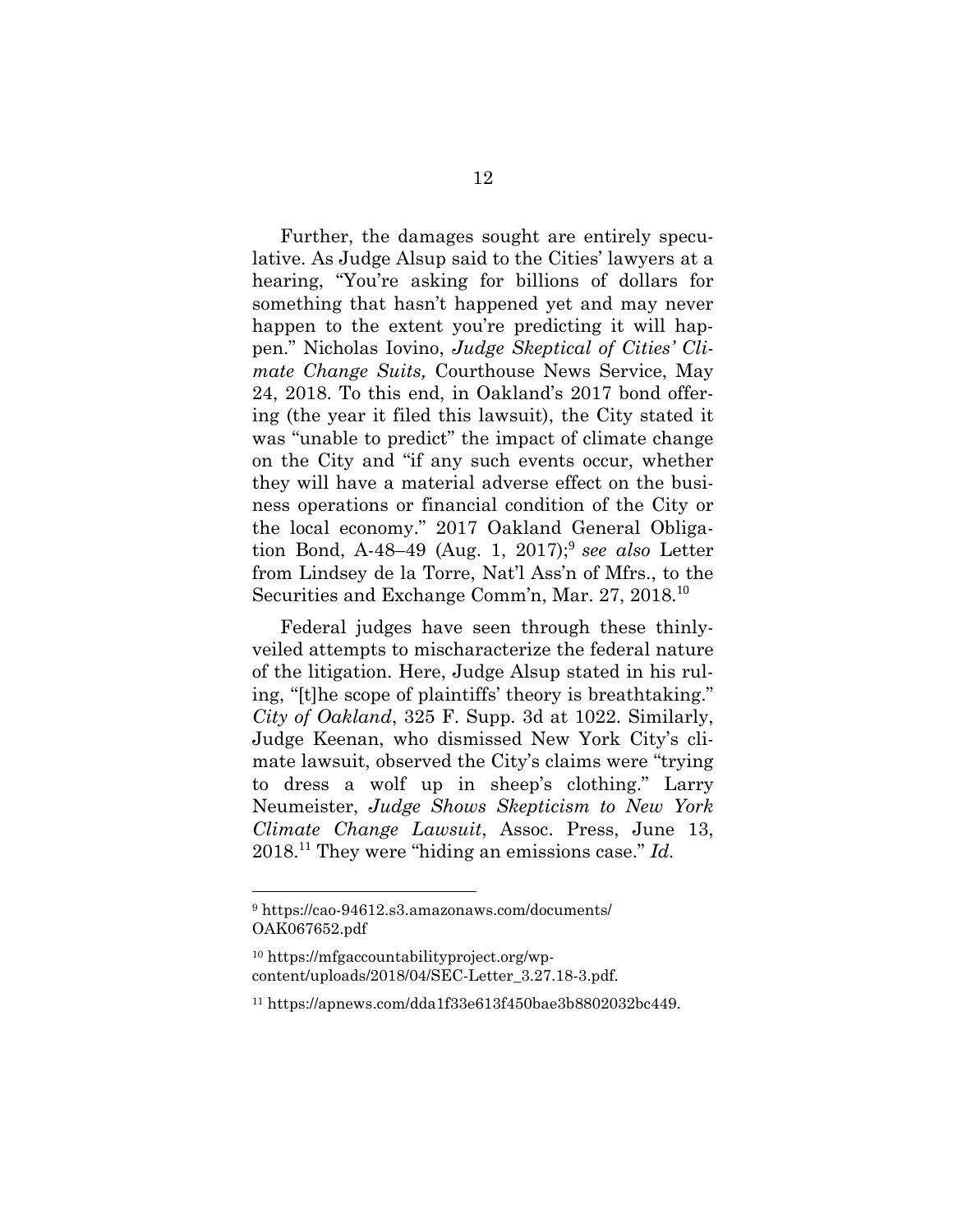Further, the damages sought are entirely speculative. As Judge Alsup said to the Cities' lawyers at a hearing, "You're asking for billions of dollars for something that hasn't happened yet and may never happen to the extent you're predicting it will happen." Nicholas Iovino, *Judge Skeptical of Cities' Climate Change Suits,* Courthouse News Service, May 24, 2018. To this end, in Oakland's 2017 bond offering (the year it filed this lawsuit), the City stated it was "unable to predict" the impact of climate change on the City and "if any such events occur, whether they will have a material adverse effect on the business operations or financial condition of the City or the local economy." 2017 Oakland General Obligation Bond, A-48–49 (Aug. 1, 2017);[9] *see also* Letter from Lindsey de la Torre, Nat'l Ass'n of Mfrs., to the Securities and Exchange Comm'n, Mar. 27, 2018.[10]

Federal judges have seen through these thinly-veiled attempts to mischaracterize the federal nature of the litigation. Here, Judge Alsup stated in his ruling, "[t]he scope of plaintiffs' theory is breathtaking." *City of Oakland*, 325 F. Supp. 3d at 1022. Similarly, Judge Keenan, who dismissed New York City's climate lawsuit, observed the City's claims were "trying to dress a wolf up in sheep's clothing." Larry Neumeister, *Judge Shows Skepticism to New York Climate Change Lawsuit*, Assoc. Press, June 13, 2018.[11] They were "hiding an emissions case." *Id.*

---

[9] https://cao-94612.s3.amazonaws.com/documents/OAK067652.pdf

[10] https://mfgaccountabilityproject.org/wp-content/uploads/2018/04/SEC-Letter_3.27.18-3.pdf.

[11] https://apnews.com/dda1f33e613f450bae3b8802032bc449.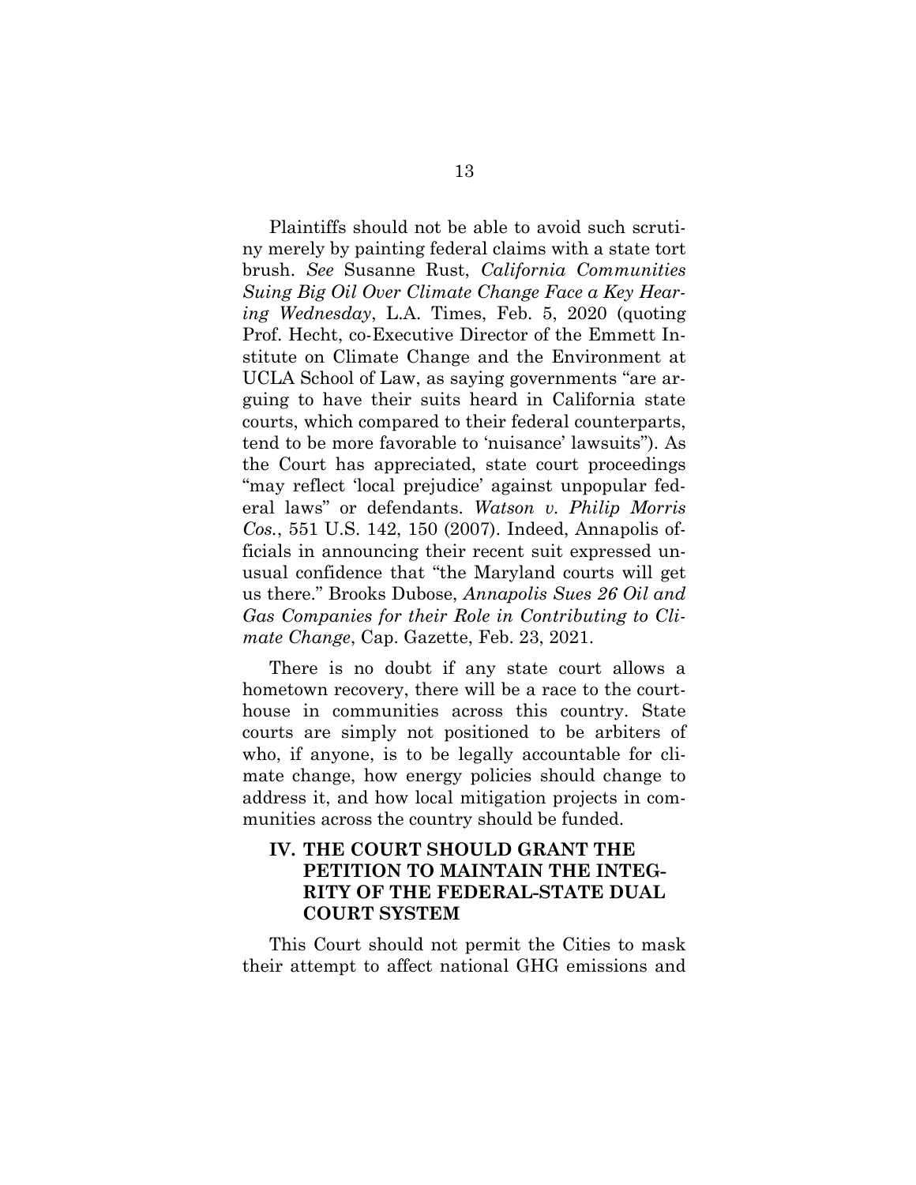Plaintiffs should not be able to avoid such scrutiny merely by painting federal claims with a state tort brush. *See* Susanne Rust, *California Communities Suing Big Oil Over Climate Change Face a Key Hearing Wednesday*, L.A. Times, Feb. 5, 2020 (quoting Prof. Hecht, co-Executive Director of the Emmett Institute on Climate Change and the Environment at UCLA School of Law, as saying governments "are arguing to have their suits heard in California state courts, which compared to their federal counterparts, tend to be more favorable to 'nuisance' lawsuits"). As the Court has appreciated, state court proceedings "may reflect 'local prejudice' against unpopular federal laws" or defendants. *Watson v. Philip Morris Cos.*, 551 U.S. 142, 150 (2007). Indeed, Annapolis officials in announcing their recent suit expressed unusual confidence that "the Maryland courts will get us there." Brooks Dubose, *Annapolis Sues 26 Oil and Gas Companies for their Role in Contributing to Climate Change*, Cap. Gazette, Feb. 23, 2021.

There is no doubt if any state court allows a hometown recovery, there will be a race to the courthouse in communities across this country. State courts are simply not positioned to be arbiters of who, if anyone, is to be legally accountable for climate change, how energy policies should change to address it, and how local mitigation projects in communities across the country should be funded.

## IV. THE COURT SHOULD GRANT THE PETITION TO MAINTAIN THE INTEGRITY OF THE FEDERAL-STATE DUAL COURT SYSTEM

This Court should not permit the Cities to mask their attempt to affect national GHG emissions and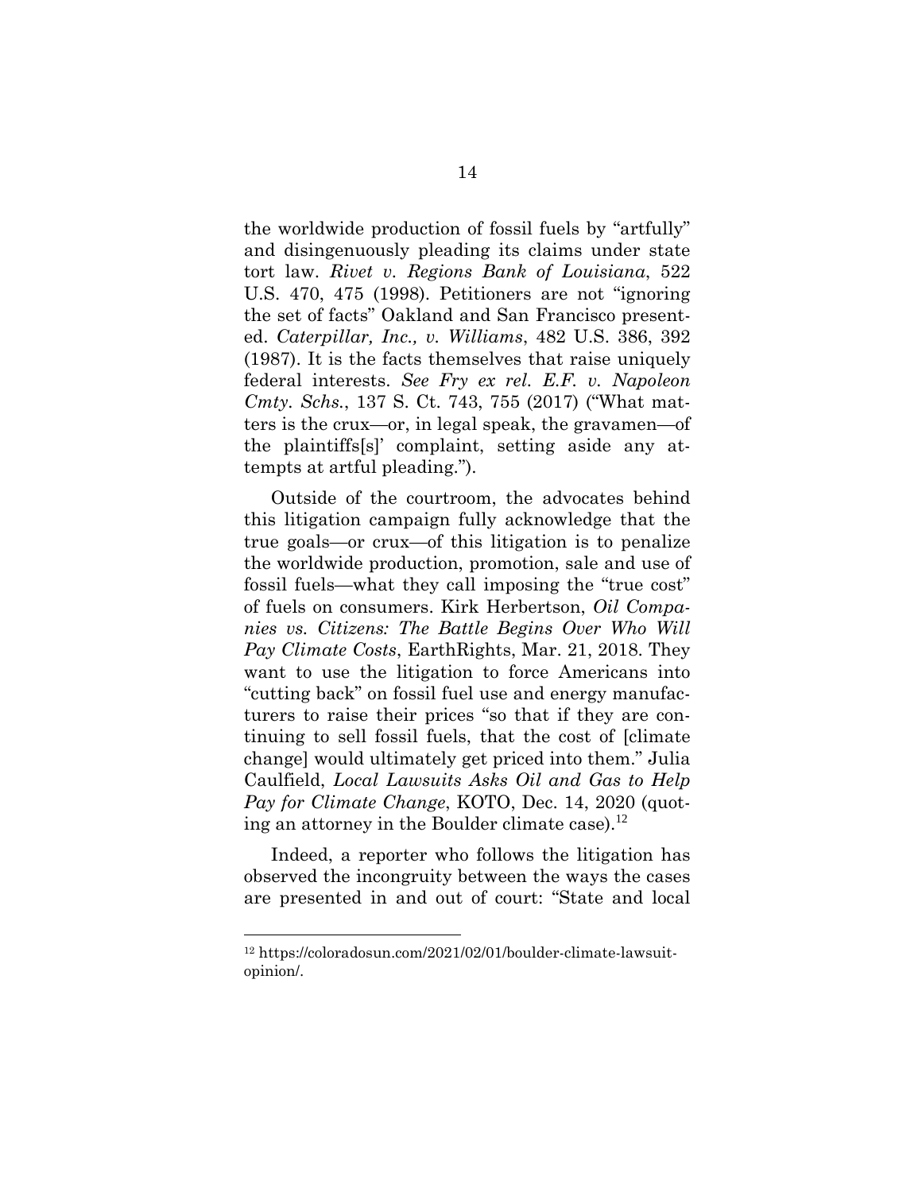the worldwide production of fossil fuels by "artfully" and disingenuously pleading its claims under state tort law. *Rivet v. Regions Bank of Louisiana*, 522 U.S. 470, 475 (1998). Petitioners are not "ignoring the set of facts" Oakland and San Francisco presented. *Caterpillar, Inc., v. Williams*, 482 U.S. 386, 392 (1987). It is the facts themselves that raise uniquely federal interests. *See Fry ex rel. E.F. v. Napoleon Cmty. Schs.*, 137 S. Ct. 743, 755 (2017) ("What matters is the crux—or, in legal speak, the gravamen—of the plaintiffs[s]' complaint, setting aside any attempts at artful pleading.").

Outside of the courtroom, the advocates behind this litigation campaign fully acknowledge that the true goals—or crux—of this litigation is to penalize the worldwide production, promotion, sale and use of fossil fuels—what they call imposing the "true cost" of fuels on consumers. Kirk Herbertson, *Oil Companies vs. Citizens: The Battle Begins Over Who Will Pay Climate Costs*, EarthRights, Mar. 21, 2018. They want to use the litigation to force Americans into "cutting back" on fossil fuel use and energy manufacturers to raise their prices "so that if they are continuing to sell fossil fuels, that the cost of [climate change] would ultimately get priced into them." Julia Caulfield, *Local Lawsuits Asks Oil and Gas to Help Pay for Climate Change*, KOTO, Dec. 14, 2020 (quoting an attorney in the Boulder climate case).[12]

Indeed, a reporter who follows the litigation has observed the incongruity between the ways the cases are presented in and out of court: "State and local

[12] https://coloradosun.com/2021/02/01/boulder-climate-lawsuit-opinion/.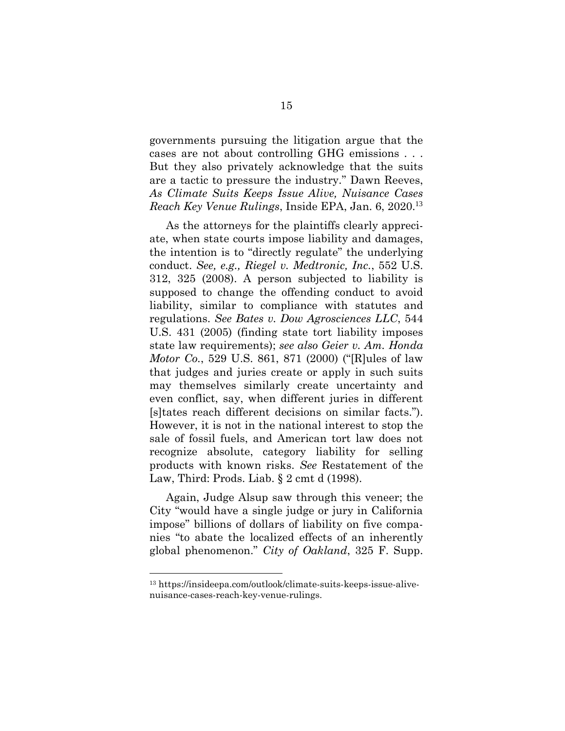governments pursuing the litigation argue that the cases are not about controlling GHG emissions . . . But they also privately acknowledge that the suits are a tactic to pressure the industry." Dawn Reeves, *As Climate Suits Keeps Issue Alive, Nuisance Cases Reach Key Venue Rulings*, Inside EPA, Jan. 6, 2020.[13]

As the attorneys for the plaintiffs clearly appreciate, when state courts impose liability and damages, the intention is to "directly regulate" the underlying conduct. *See, e.g., Riegel v. Medtronic, Inc.*, 552 U.S. 312, 325 (2008). A person subjected to liability is supposed to change the offending conduct to avoid liability, similar to compliance with statutes and regulations. *See Bates v. Dow Agrosciences LLC*, 544 U.S. 431 (2005) (finding state tort liability imposes state law requirements); *see also Geier v. Am. Honda Motor Co.*, 529 U.S. 861, 871 (2000) ("[R]ules of law that judges and juries create or apply in such suits may themselves similarly create uncertainty and even conflict, say, when different juries in different [s]tates reach different decisions on similar facts."). However, it is not in the national interest to stop the sale of fossil fuels, and American tort law does not recognize absolute, category liability for selling products with known risks. *See* Restatement of the Law, Third: Prods. Liab. § 2 cmt d (1998).

Again, Judge Alsup saw through this veneer; the City "would have a single judge or jury in California impose" billions of dollars of liability on five companies "to abate the localized effects of an inherently global phenomenon." *City of Oakland*, 325 F. Supp.

---

[13] https://insideepa.com/outlook/climate-suits-keeps-issue-alive-nuisance-cases-reach-key-venue-rulings.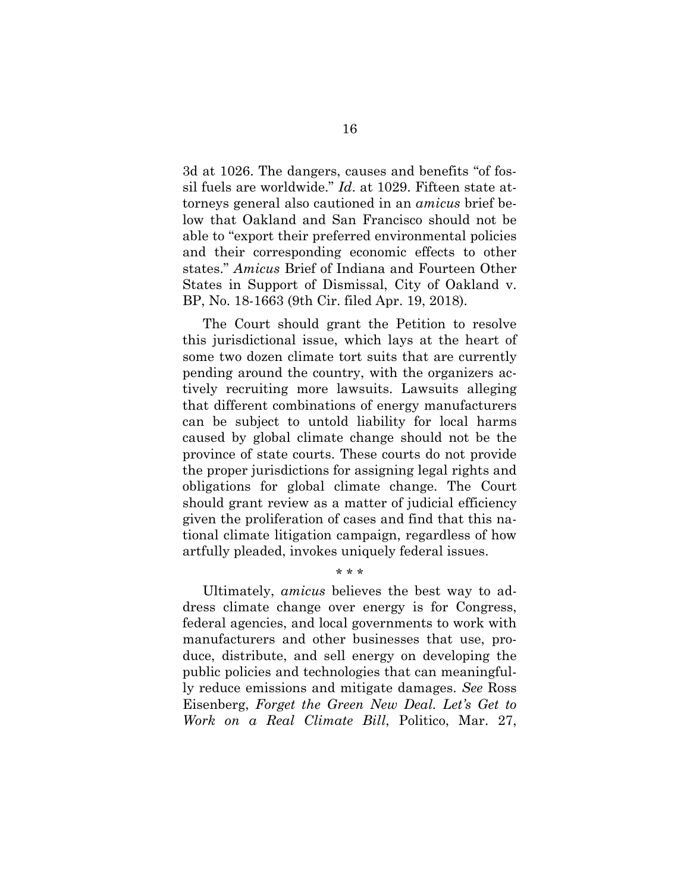3d at 1026. The dangers, causes and benefits "of fossil fuels are worldwide." *Id*. at 1029. Fifteen state attorneys general also cautioned in an *amicus* brief below that Oakland and San Francisco should not be able to "export their preferred environmental policies and their corresponding economic effects to other states." *Amicus* Brief of Indiana and Fourteen Other States in Support of Dismissal, City of Oakland v. BP, No. 18-1663 (9th Cir. filed Apr. 19, 2018).

The Court should grant the Petition to resolve this jurisdictional issue, which lays at the heart of some two dozen climate tort suits that are currently pending around the country, with the organizers actively recruiting more lawsuits. Lawsuits alleging that different combinations of energy manufacturers can be subject to untold liability for local harms caused by global climate change should not be the province of state courts. These courts do not provide the proper jurisdictions for assigning legal rights and obligations for global climate change. The Court should grant review as a matter of judicial efficiency given the proliferation of cases and find that this national climate litigation campaign, regardless of how artfully pleaded, invokes uniquely federal issues.

\* \* \*

Ultimately, *amicus* believes the best way to address climate change over energy is for Congress, federal agencies, and local governments to work with manufacturers and other businesses that use, produce, distribute, and sell energy on developing the public policies and technologies that can meaningfully reduce emissions and mitigate damages. *See* Ross Eisenberg, *Forget the Green New Deal. Let's Get to Work on a Real Climate Bill*, Politico, Mar. 27,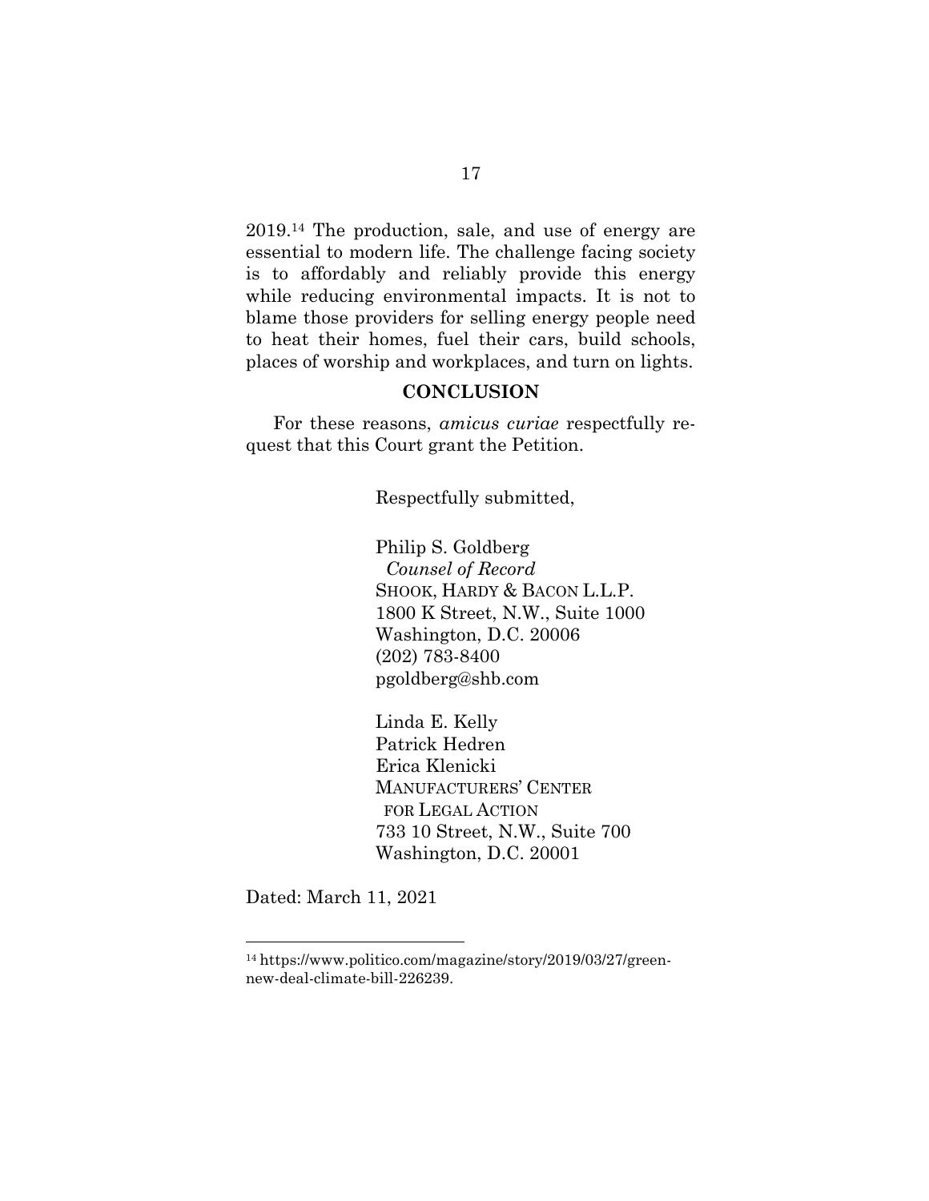2019.[14] The production, sale, and use of energy are essential to modern life. The challenge facing society is to affordably and reliably provide this energy while reducing environmental impacts. It is not to blame those providers for selling energy people need to heat their homes, fuel their cars, build schools, places of worship and workplaces, and turn on lights.

## CONCLUSION

For these reasons, *amicus curiae* respectfully request that this Court grant the Petition.

Respectfully submitted,

Philip S. Goldberg
*Counsel of Record*
SHOOK, HARDY & BACON L.L.P.
1800 K Street, N.W., Suite 1000
Washington, D.C. 20006
(202) 783-8400
pgoldberg@shb.com

Linda E. Kelly
Patrick Hedren
Erica Klenicki
MANUFACTURERS' CENTER
FOR LEGAL ACTION
733 10 Street, N.W., Suite 700
Washington, D.C. 20001

Dated: March 11, 2021

[14] https://www.politico.com/magazine/story/2019/03/27/green-new-deal-climate-bill-226239.